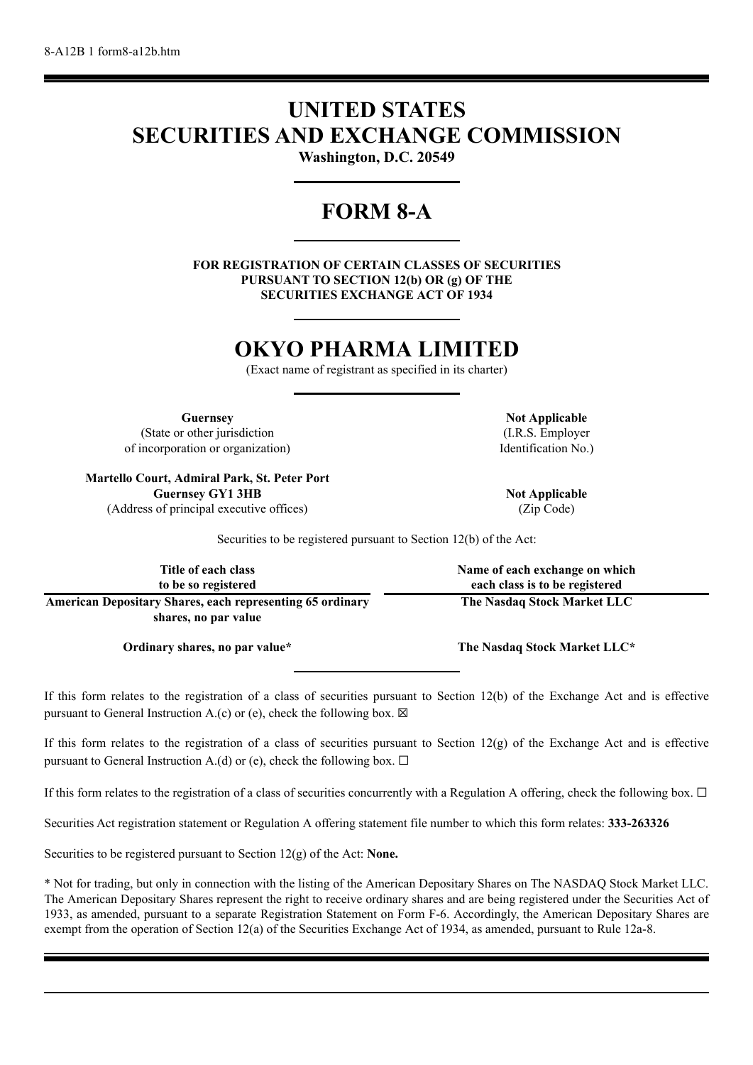8-A12B 1 form8-a12b.htm

# UNITED STATES
# SECURITIES AND EXCHANGE COMMISSION

**Washington, D.C. 20549**

# FORM 8-A

**FOR REGISTRATION OF CERTAIN CLASSES OF SECURITIES PURSUANT TO SECTION 12(b) OR (g) OF THE SECURITIES EXCHANGE ACT OF 1934**

# OKYO PHARMA LIMITED

(Exact name of registrant as specified in its charter)

| **Guernsey** | **Not Applicable** |
|---|---|
| (State or other jurisdiction of incorporation or organization) | (I.R.S. Employer Identification No.) |
| **Martello Court, Admiral Park, St. Peter Port Guernsey GY1 3HB** | **Not Applicable** |
| (Address of principal executive offices) | (Zip Code) |

Securities to be registered pursuant to Section 12(b) of the Act:

| Title of each class to be so registered | Name of each exchange on which each class is to be registered |
|---|---|
| **American Depositary Shares, each representing 65 ordinary shares, no par value** | **The Nasdaq Stock Market LLC** |
| **Ordinary shares, no par value*** | **The Nasdaq Stock Market LLC*** |

If this form relates to the registration of a class of securities pursuant to Section 12(b) of the Exchange Act and is effective pursuant to General Instruction A.(c) or (e), check the following box. ☒

If this form relates to the registration of a class of securities pursuant to Section 12(g) of the Exchange Act and is effective pursuant to General Instruction A.(d) or (e), check the following box. ☐

If this form relates to the registration of a class of securities concurrently with a Regulation A offering, check the following box. ☐

Securities Act registration statement or Regulation A offering statement file number to which this form relates: **333-263326**

Securities to be registered pursuant to Section 12(g) of the Act: **None.**

* Not for trading, but only in connection with the listing of the American Depositary Shares on The NASDAQ Stock Market LLC. The American Depositary Shares represent the right to receive ordinary shares and are being registered under the Securities Act of 1933, as amended, pursuant to a separate Registration Statement on Form F-6. Accordingly, the American Depositary Shares are exempt from the operation of Section 12(a) of the Securities Exchange Act of 1934, as amended, pursuant to Rule 12a-8.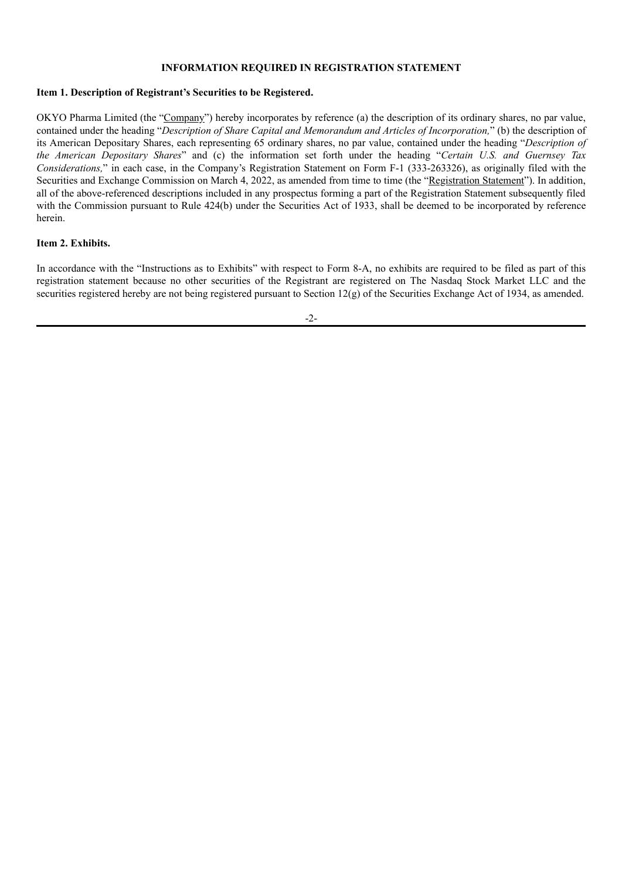## INFORMATION REQUIRED IN REGISTRATION STATEMENT

### Item 1. Description of Registrant's Securities to be Registered.

OKYO Pharma Limited (the "Company") hereby incorporates by reference (a) the description of its ordinary shares, no par value, contained under the heading "*Description of Share Capital and Memorandum and Articles of Incorporation,*" (b) the description of its American Depositary Shares, each representing 65 ordinary shares, no par value, contained under the heading "*Description of the American Depositary Shares*" and (c) the information set forth under the heading "*Certain U.S. and Guernsey Tax Considerations,*" in each case, in the Company's Registration Statement on Form F-1 (333-263326), as originally filed with the Securities and Exchange Commission on March 4, 2022, as amended from time to time (the "Registration Statement"). In addition, all of the above-referenced descriptions included in any prospectus forming a part of the Registration Statement subsequently filed with the Commission pursuant to Rule 424(b) under the Securities Act of 1933, shall be deemed to be incorporated by reference herein.

### Item 2. Exhibits.

In accordance with the "Instructions as to Exhibits" with respect to Form 8-A, no exhibits are required to be filed as part of this registration statement because no other securities of the Registrant are registered on The Nasdaq Stock Market LLC and the securities registered hereby are not being registered pursuant to Section 12(g) of the Securities Exchange Act of 1934, as amended.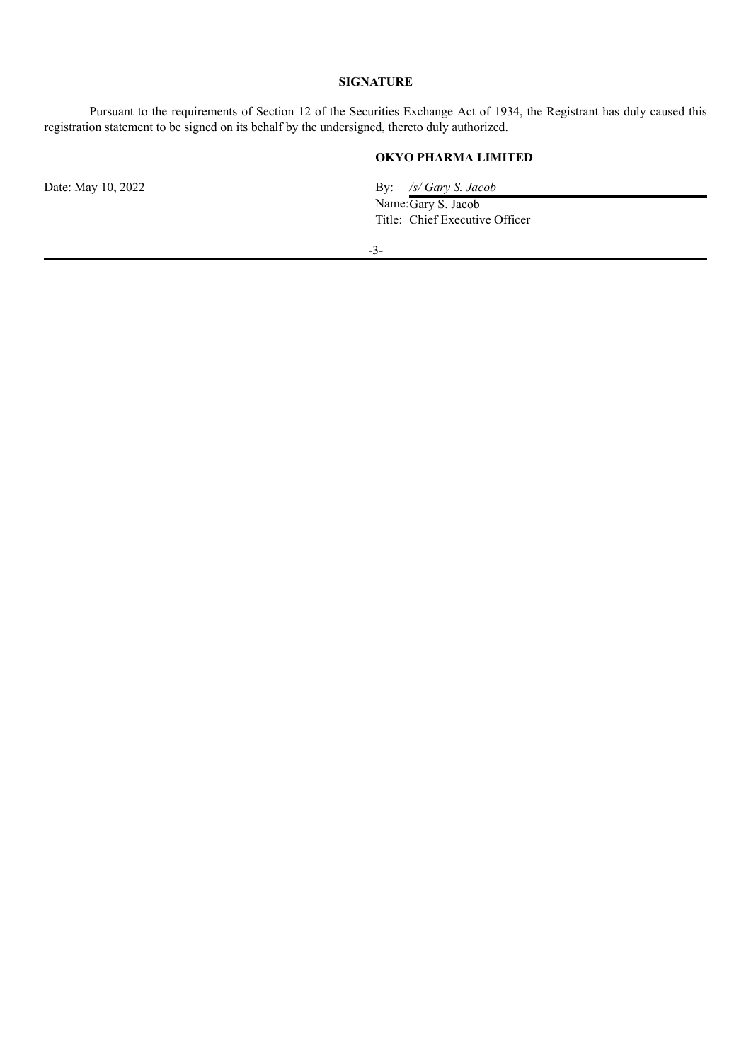**SIGNATURE**

Pursuant to the requirements of Section 12 of the Securities Exchange Act of 1934, the Registrant has duly caused this registration statement to be signed on its behalf by the undersigned, thereto duly authorized.

**OKYO PHARMA LIMITED**

Date: May 10, 2022

By: */s/ Gary S. Jacob*
Name: Gary S. Jacob
Title: Chief Executive Officer